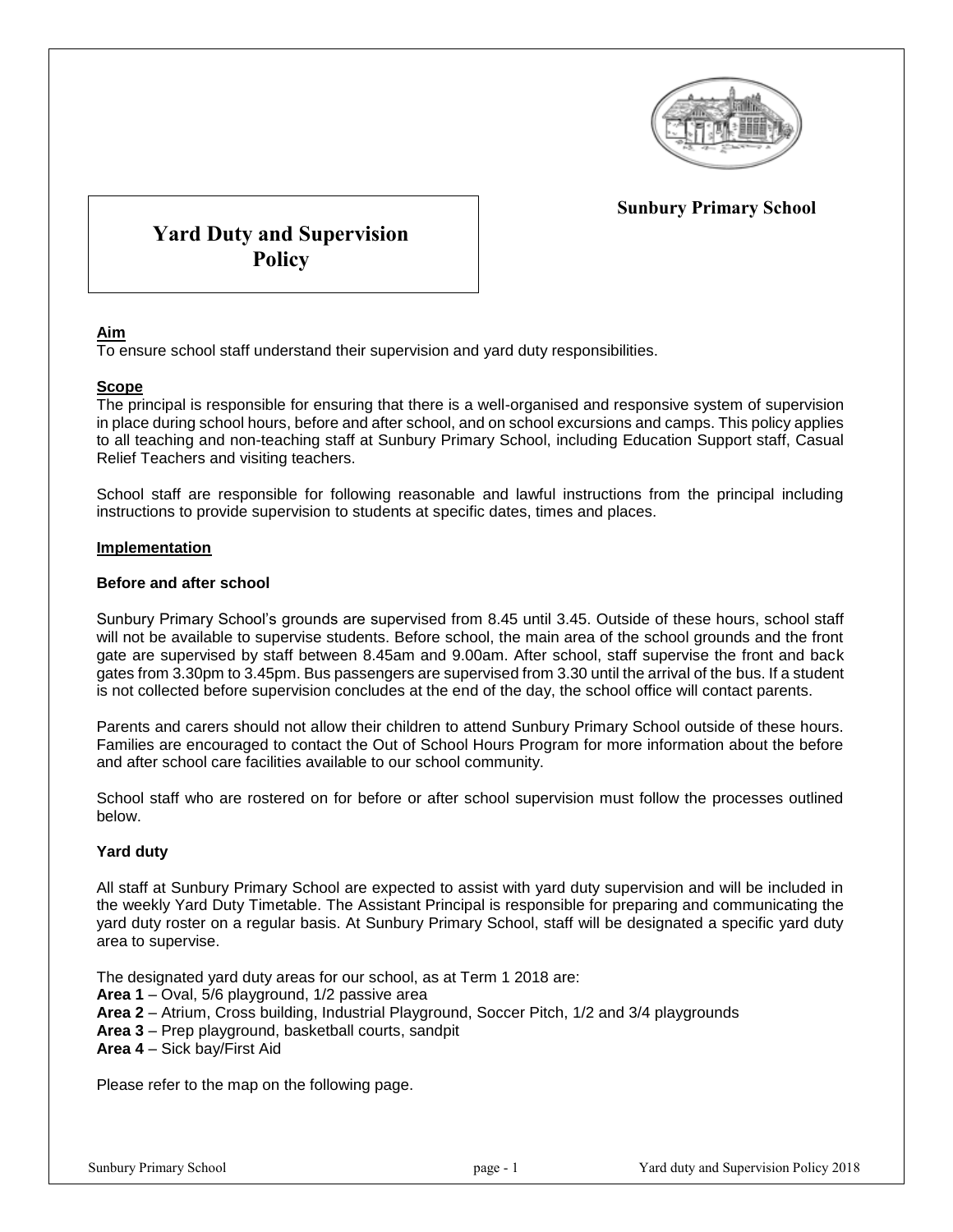**Sunbury Primary School**

# Yard Duty and Supervision Policy

## Aim

To ensure school staff understand their supervision and yard duty responsibilities.

## Scope

The principal is responsible for ensuring that there is a well-organised and responsive system of supervision in place during school hours, before and after school, and on school excursions and camps. This policy applies to all teaching and non-teaching staff at Sunbury Primary School, including Education Support staff, Casual Relief Teachers and visiting teachers.

School staff are responsible for following reasonable and lawful instructions from the principal including instructions to provide supervision to students at specific dates, times and places.

## Implementation

### Before and after school

Sunbury Primary School's grounds are supervised from 8.45 until 3.45. Outside of these hours, school staff will not be available to supervise students. Before school, the main area of the school grounds and the front gate are supervised by staff between 8.45am and 9.00am. After school, staff supervise the front and back gates from 3.30pm to 3.45pm. Bus passengers are supervised from 3.30 until the arrival of the bus. If a student is not collected before supervision concludes at the end of the day, the school office will contact parents.

Parents and carers should not allow their children to attend Sunbury Primary School outside of these hours. Families are encouraged to contact the Out of School Hours Program for more information about the before and after school care facilities available to our school community.

School staff who are rostered on for before or after school supervision must follow the processes outlined below.

### Yard duty

All staff at Sunbury Primary School are expected to assist with yard duty supervision and will be included in the weekly Yard Duty Timetable. The Assistant Principal is responsible for preparing and communicating the yard duty roster on a regular basis. At Sunbury Primary School, staff will be designated a specific yard duty area to supervise.

The designated yard duty areas for our school, as at Term 1 2018 are:
**Area 1** – Oval, 5/6 playground, 1/2 passive area
**Area 2** – Atrium, Cross building, Industrial Playground, Soccer Pitch, 1/2 and 3/4 playgrounds
**Area 3** – Prep playground, basketball courts, sandpit
**Area 4** – Sick bay/First Aid

Please refer to the map on the following page.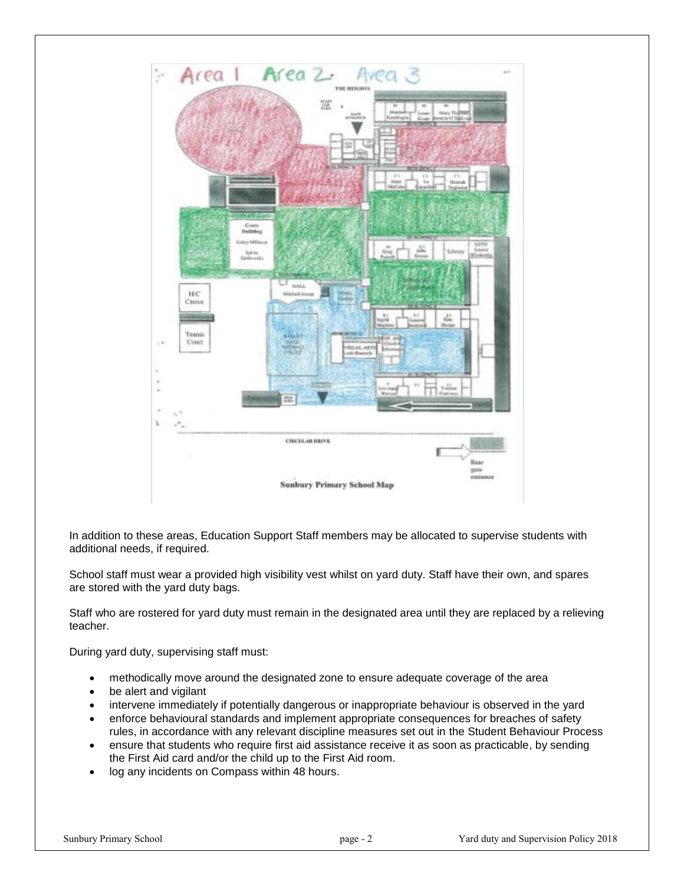In addition to these areas, Education Support Staff members may be allocated to supervise students with additional needs, if required.

School staff must wear a provided high visibility vest whilst on yard duty. Staff have their own, and spares are stored with the yard duty bags.

Staff who are rostered for yard duty must remain in the designated area until they are replaced by a relieving teacher.

During yard duty, supervising staff must:

- methodically move around the designated zone to ensure adequate coverage of the area
- be alert and vigilant
- intervene immediately if potentially dangerous or inappropriate behaviour is observed in the yard
- enforce behavioural standards and implement appropriate consequences for breaches of safety rules, in accordance with any relevant discipline measures set out in the Student Behaviour Process
- ensure that students who require first aid assistance receive it as soon as practicable, by sending the First Aid card and/or the child up to the First Aid room.
- log any incidents on Compass within 48 hours.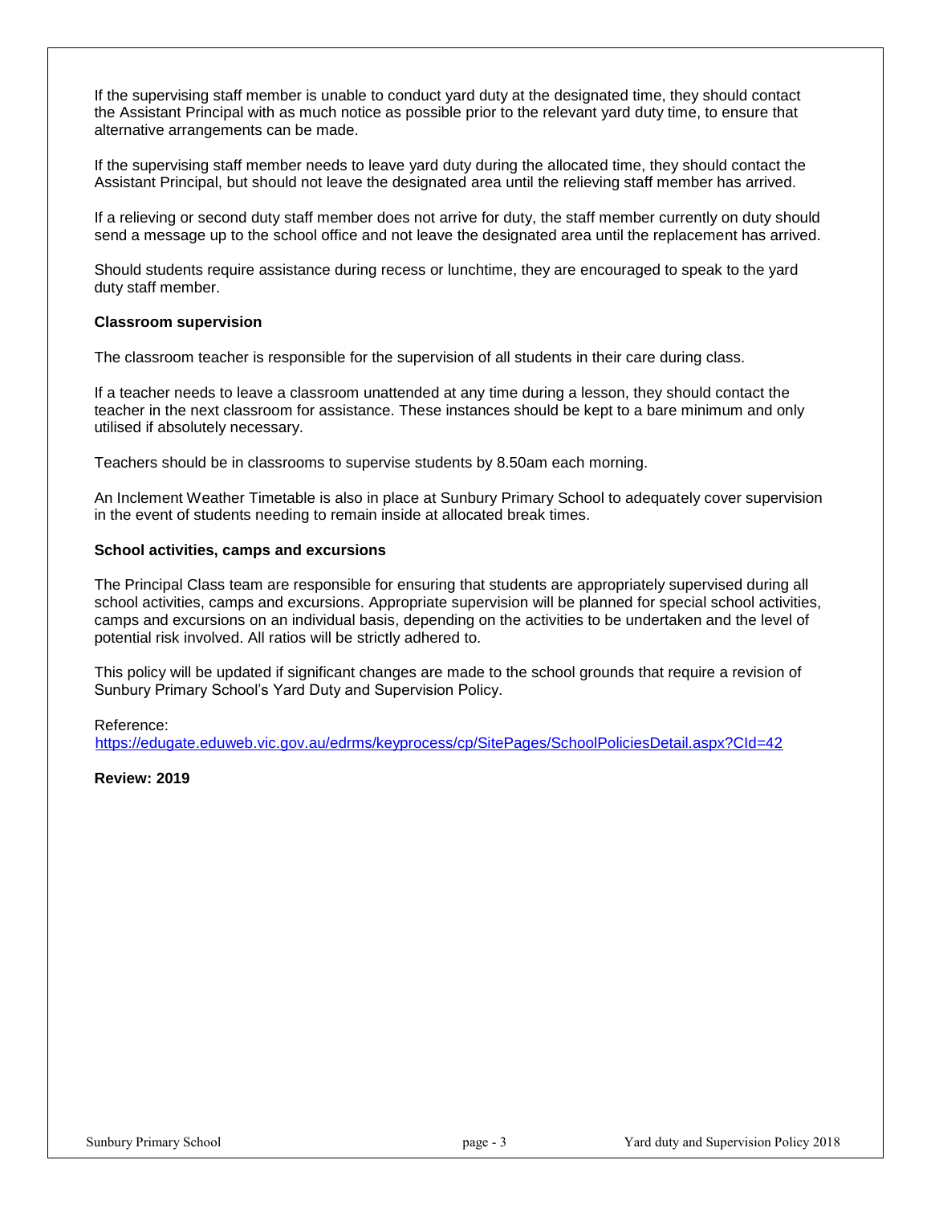If the supervising staff member is unable to conduct yard duty at the designated time, they should contact the Assistant Principal with as much notice as possible prior to the relevant yard duty time, to ensure that alternative arrangements can be made.

If the supervising staff member needs to leave yard duty during the allocated time, they should contact the Assistant Principal, but should not leave the designated area until the relieving staff member has arrived.

If a relieving or second duty staff member does not arrive for duty, the staff member currently on duty should send a message up to the school office and not leave the designated area until the replacement has arrived.

Should students require assistance during recess or lunchtime, they are encouraged to speak to the yard duty staff member.

**Classroom supervision**

The classroom teacher is responsible for the supervision of all students in their care during class.

If a teacher needs to leave a classroom unattended at any time during a lesson, they should contact the teacher in the next classroom for assistance. These instances should be kept to a bare minimum and only utilised if absolutely necessary.

Teachers should be in classrooms to supervise students by 8.50am each morning.

An Inclement Weather Timetable is also in place at Sunbury Primary School to adequately cover supervision in the event of students needing to remain inside at allocated break times.

**School activities, camps and excursions**

The Principal Class team are responsible for ensuring that students are appropriately supervised during all school activities, camps and excursions. Appropriate supervision will be planned for special school activities, camps and excursions on an individual basis, depending on the activities to be undertaken and the level of potential risk involved. All ratios will be strictly adhered to.

This policy will be updated if significant changes are made to the school grounds that require a revision of Sunbury Primary School's Yard Duty and Supervision Policy.

Reference:
https://edugate.eduweb.vic.gov.au/edrms/keyprocess/cp/SitePages/SchoolPoliciesDetail.aspx?CId=42

**Review: 2019**